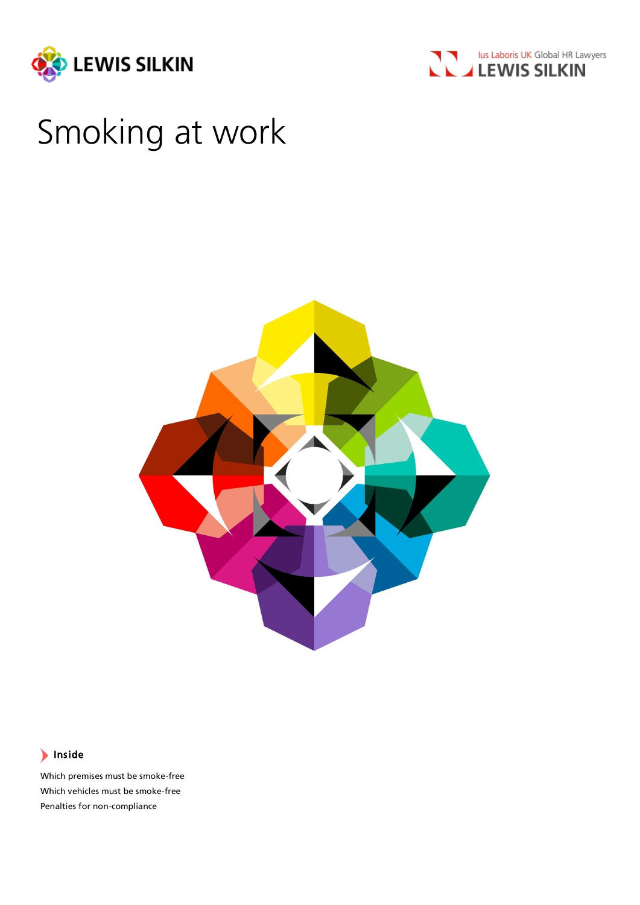# Smoking at work

**Inside**

Which premises must be smoke-free
Which vehicles must be smoke-free
Penalties for non-compliance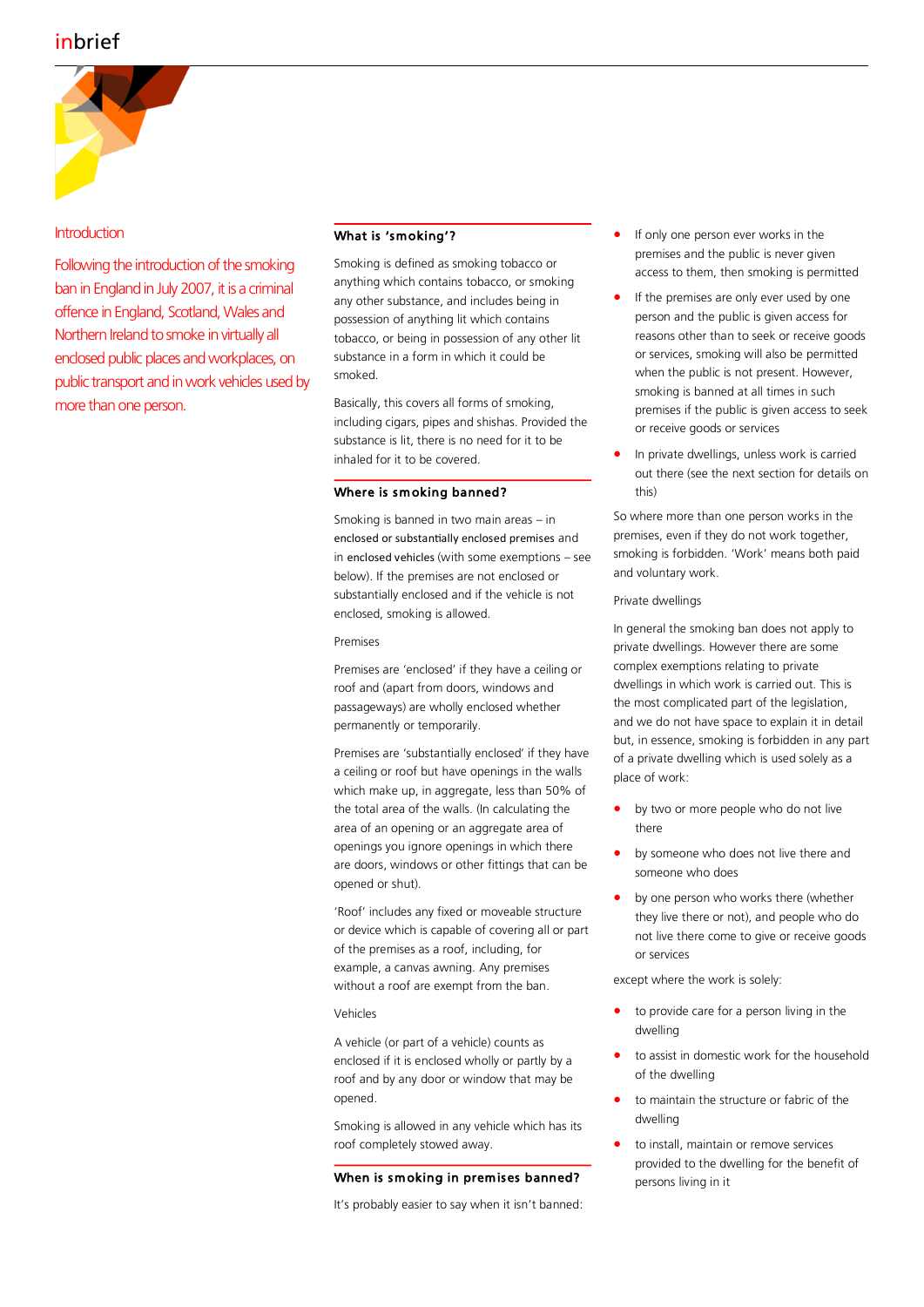## Introduction

Following the introduction of the smoking ban in England in July 2007, it is a criminal offence in England, Scotland, Wales and Northern Ireland to smoke in virtually all enclosed public places and workplaces, on public transport and in work vehicles used by more than one person.

### What is 'smoking'?

Smoking is defined as smoking tobacco or anything which contains tobacco, or smoking any other substance, and includes being in possession of anything lit which contains tobacco, or being in possession of any other lit substance in a form in which it could be smoked.

Basically, this covers all forms of smoking, including cigars, pipes and shishas. Provided the substance is lit, there is no need for it to be inhaled for it to be covered.

### Where is smoking banned?

Smoking is banned in two main areas – in enclosed or substantially enclosed premises and in enclosed vehicles (with some exemptions – see below). If the premises are not enclosed or substantially enclosed and if the vehicle is not enclosed, smoking is allowed.

Premises

Premises are 'enclosed' if they have a ceiling or roof and (apart from doors, windows and passageways) are wholly enclosed whether permanently or temporarily.

Premises are 'substantially enclosed' if they have a ceiling or roof but have openings in the walls which make up, in aggregate, less than 50% of the total area of the walls. (In calculating the area of an opening or an aggregate area of openings you ignore openings in which there are doors, windows or other fittings that can be opened or shut).

'Roof' includes any fixed or moveable structure or device which is capable of covering all or part of the premises as a roof, including, for example, a canvas awning. Any premises without a roof are exempt from the ban.

Vehicles

A vehicle (or part of a vehicle) counts as enclosed if it is enclosed wholly or partly by a roof and by any door or window that may be opened.

Smoking is allowed in any vehicle which has its roof completely stowed away.

### When is smoking in premises banned?

It's probably easier to say when it isn't banned:

- If only one person ever works in the premises and the public is never given access to them, then smoking is permitted
- If the premises are only ever used by one person and the public is given access for reasons other than to seek or receive goods or services, smoking will also be permitted when the public is not present. However, smoking is banned at all times in such premises if the public is given access to seek or receive goods or services
- In private dwellings, unless work is carried out there (see the next section for details on this)

So where more than one person works in the premises, even if they do not work together, smoking is forbidden. 'Work' means both paid and voluntary work.

Private dwellings

In general the smoking ban does not apply to private dwellings. However there are some complex exemptions relating to private dwellings in which work is carried out. This is the most complicated part of the legislation, and we do not have space to explain it in detail but, in essence, smoking is forbidden in any part of a private dwelling which is used solely as a place of work:

- by two or more people who do not live there
- by someone who does not live there and someone who does
- by one person who works there (whether they live there or not), and people who do not live there come to give or receive goods or services

except where the work is solely:

- to provide care for a person living in the dwelling
- to assist in domestic work for the household of the dwelling
- to maintain the structure or fabric of the dwelling
- to install, maintain or remove services provided to the dwelling for the benefit of persons living in it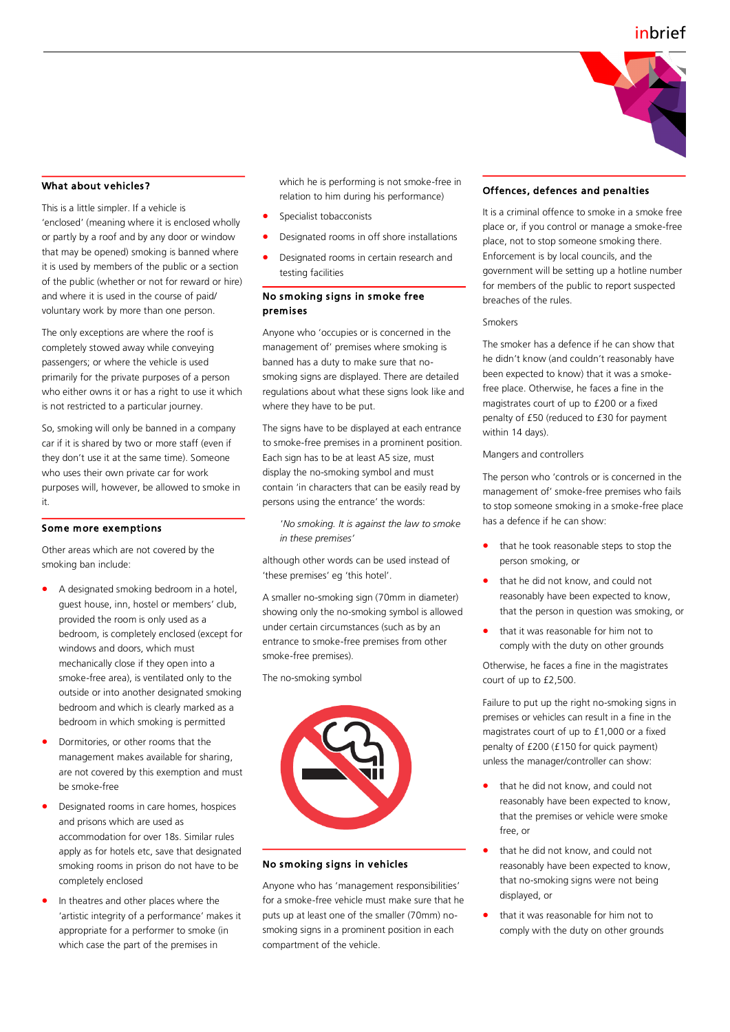## What about vehicles?

This is a little simpler. If a vehicle is 'enclosed' (meaning where it is enclosed wholly or partly by a roof and by any door or window that may be opened) smoking is banned where it is used by members of the public or a section of the public (whether or not for reward or hire) and where it is used in the course of paid/ voluntary work by more than one person.

The only exceptions are where the roof is completely stowed away while conveying passengers; or where the vehicle is used primarily for the private purposes of a person who either owns it or has a right to use it which is not restricted to a particular journey.

So, smoking will only be banned in a company car if it is shared by two or more staff (even if they don't use it at the same time). Someone who uses their own private car for work purposes will, however, be allowed to smoke in it.

## Some more exemptions

Other areas which are not covered by the smoking ban include:

- A designated smoking bedroom in a hotel, guest house, inn, hostel or members' club, provided the room is only used as a bedroom, is completely enclosed (except for windows and doors, which must mechanically close if they open into a smoke-free area), is ventilated only to the outside or into another designated smoking bedroom and which is clearly marked as a bedroom in which smoking is permitted
- Dormitories, or other rooms that the management makes available for sharing, are not covered by this exemption and must be smoke-free
- Designated rooms in care homes, hospices and prisons which are used as accommodation for over 18s. Similar rules apply as for hotels etc, save that designated smoking rooms in prison do not have to be completely enclosed
- In theatres and other places where the 'artistic integrity of a performance' makes it appropriate for a performer to smoke (in which case the part of the premises in which he is performing is not smoke-free in relation to him during his performance)
- Specialist tobacconists
- Designated rooms in off shore installations
- Designated rooms in certain research and testing facilities

## No smoking signs in smoke free premises

Anyone who 'occupies or is concerned in the management of' premises where smoking is banned has a duty to make sure that no-smoking signs are displayed. There are detailed regulations about what these signs look like and where they have to be put.

The signs have to be displayed at each entrance to smoke-free premises in a prominent position. Each sign has to be at least A5 size, must display the no-smoking symbol and must contain 'in characters that can be easily read by persons using the entrance' the words:

> *'No smoking. It is against the law to smoke in these premises'*

although other words can be used instead of 'these premises' eg 'this hotel'.

A smaller no-smoking sign (70mm in diameter) showing only the no-smoking symbol is allowed under certain circumstances (such as by an entrance to smoke-free premises from other smoke-free premises).

The no-smoking symbol

## No smoking signs in vehicles

Anyone who has 'management responsibilities' for a smoke-free vehicle must make sure that he puts up at least one of the smaller (70mm) no-smoking signs in a prominent position in each compartment of the vehicle.

## Offences, defences and penalties

It is a criminal offence to smoke in a smoke free place or, if you control or manage a smoke-free place, not to stop someone smoking there. Enforcement is by local councils, and the government will be setting up a hotline number for members of the public to report suspected breaches of the rules.

Smokers

The smoker has a defence if he can show that he didn't know (and couldn't reasonably have been expected to know) that it was a smoke-free place. Otherwise, he faces a fine in the magistrates court of up to £200 or a fixed penalty of £50 (reduced to £30 for payment within 14 days).

Mangers and controllers

The person who 'controls or is concerned in the management of' smoke-free premises who fails to stop someone smoking in a smoke-free place has a defence if he can show:

- that he took reasonable steps to stop the person smoking, or
- that he did not know, and could not reasonably have been expected to know, that the person in question was smoking, or
- that it was reasonable for him not to comply with the duty on other grounds

Otherwise, he faces a fine in the magistrates court of up to £2,500.

Failure to put up the right no-smoking signs in premises or vehicles can result in a fine in the magistrates court of up to £1,000 or a fixed penalty of £200 (£150 for quick payment) unless the manager/controller can show:

- that he did not know, and could not reasonably have been expected to know, that the premises or vehicle were smoke free, or
- that he did not know, and could not reasonably have been expected to know, that no-smoking signs were not being displayed, or
- that it was reasonable for him not to comply with the duty on other grounds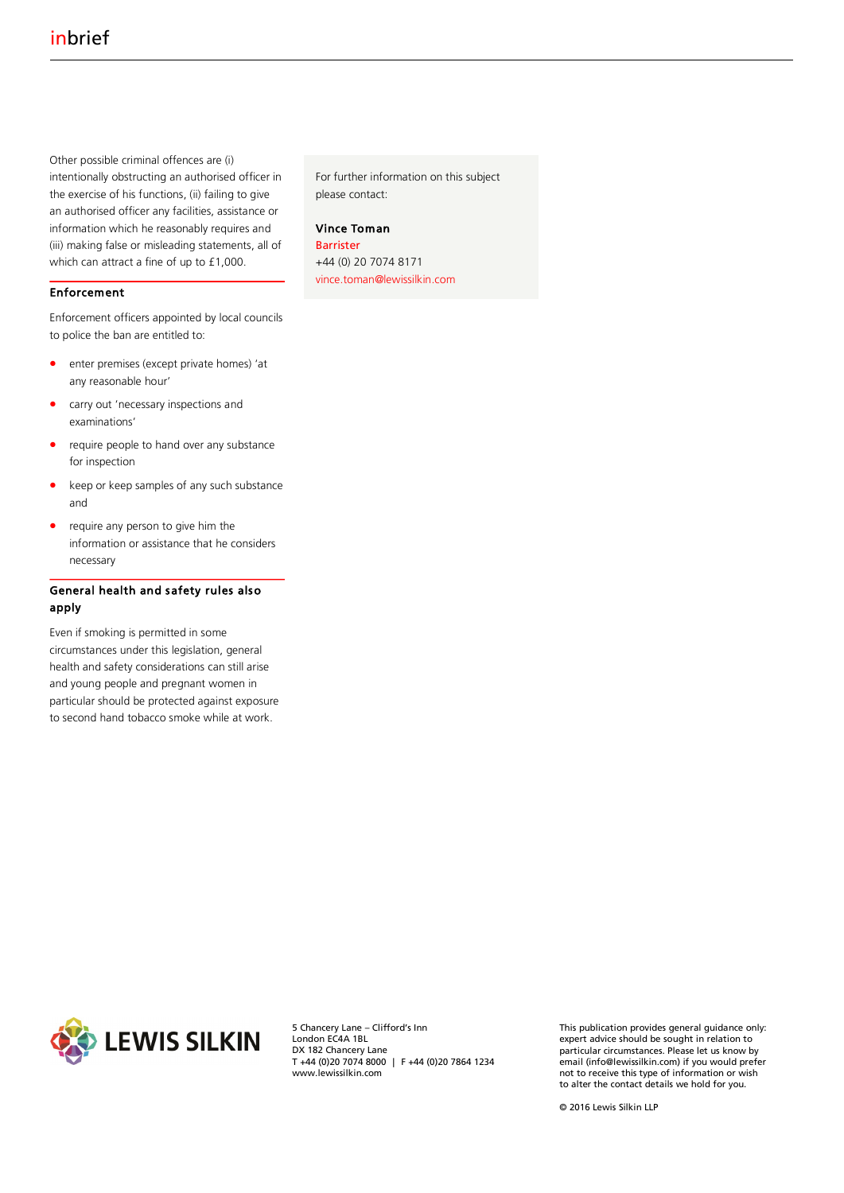Other possible criminal offences are (i) intentionally obstructing an authorised officer in the exercise of his functions, (ii) failing to give an authorised officer any facilities, assistance or information which he reasonably requires and (iii) making false or misleading statements, all of which can attract a fine of up to £1,000.

### Enforcement

Enforcement officers appointed by local councils to police the ban are entitled to:

- enter premises (except private homes) 'at any reasonable hour'
- carry out 'necessary inspections and examinations'
- require people to hand over any substance for inspection
- keep or keep samples of any such substance and
- require any person to give him the information or assistance that he considers necessary

### General health and safety rules also apply

Even if smoking is permitted in some circumstances under this legislation, general health and safety considerations can still arise and young people and pregnant women in particular should be protected against exposure to second hand tobacco smoke while at work.

For further information on this subject please contact:

**Vince Toman**
Barrister
+44 (0) 20 7074 8171
vince.toman@lewissilkin.com

LEWIS SILKIN

5 Chancery Lane – Clifford's Inn
London EC4A 1BL
DX 182 Chancery Lane
T +44 (0)20 7074 8000 | F +44 (0)20 7864 1234
www.lewissilkin.com

This publication provides general guidance only: expert advice should be sought in relation to particular circumstances. Please let us know by email (info@lewissilkin.com) if you would prefer not to receive this type of information or wish to alter the contact details we hold for you.

© 2016 Lewis Silkin LLP